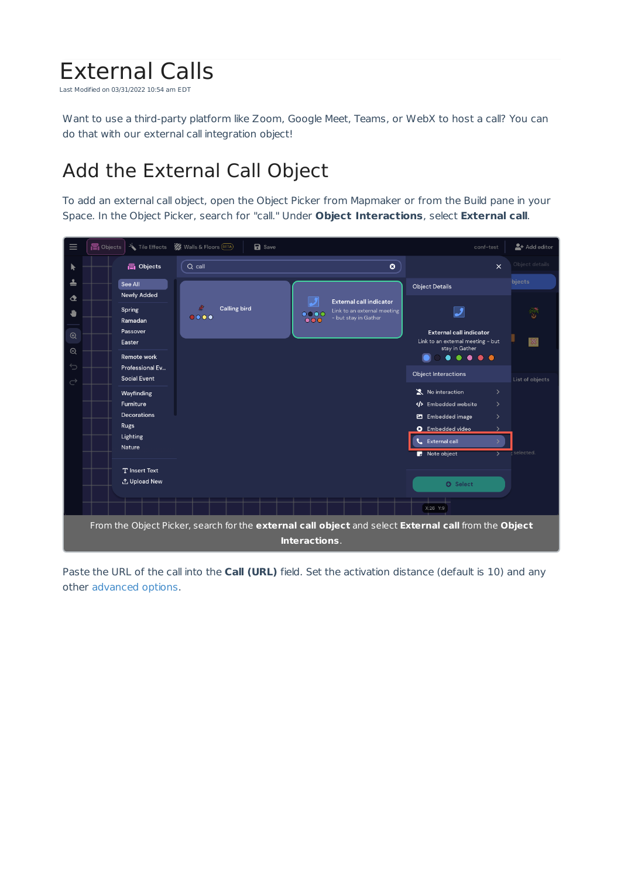# External Calls

Last Modified on 03/31/2022 10:54 am EDT

Want to use a third-party platform like Zoom, Google Meet, Teams, or WebX to host a call? You can do that with our external call integration object!

## Add the External Call Object

To add an external call object, open the Object Picker from Mapmaker or from the Build pane in your Space. In the Object Picker, search for "call." Under **Object Interactions**, select **External call**.

From the Object Picker, search for the **external call object** and select **External call** from the **Object Interactions**.

Paste the URL of the call into the **Call (URL)** field. Set the activation distance (default is 10) and any other advanced options.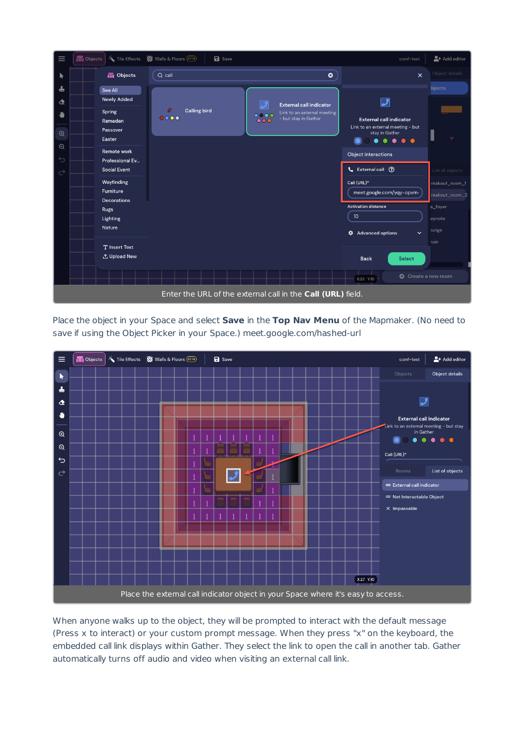Enter the URL of the external call in the **Call (URL)** field.

Place the object in your Space and select **Save** in the **Top Nav Menu** of the Mapmaker. (No need to save if using the Object Picker in your Space.) meet.google.com/hashed-url

Place the external call indicator object in your Space where it's easy to access.

When anyone walks up to the object, they will be prompted to interact with the default message (Press x to interact) or your custom prompt message. When they press "x" on the keyboard, the embedded call link displays within Gather. They select the link to open the call in another tab. Gather automatically turns off audio and video when visiting an external call link.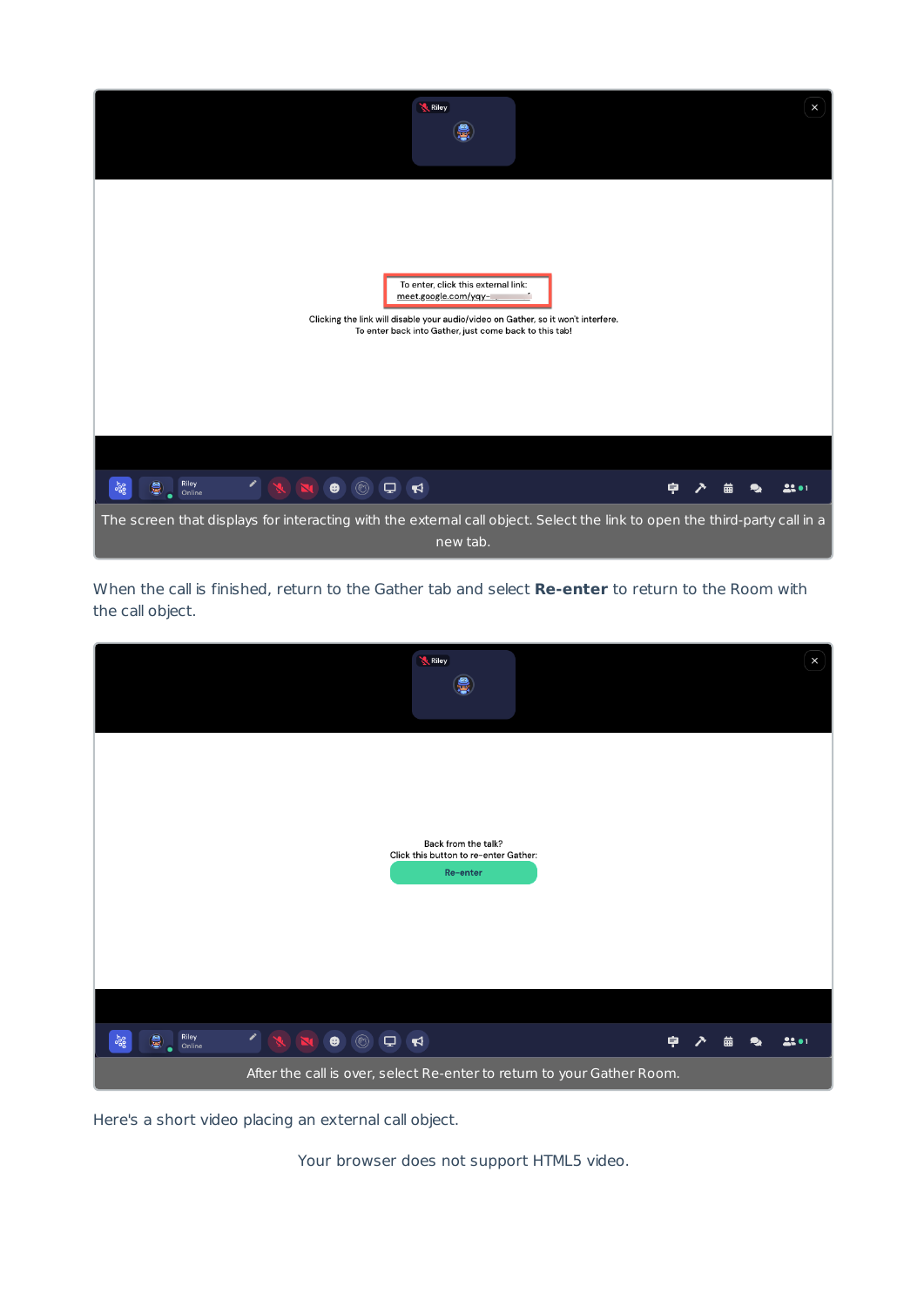The screen that displays for interacting with the external call object. Select the link to open the third-party call in a new tab.

When the call is finished, return to the Gather tab and select **Re-enter** to return to the Room with the call object.

After the call is over, select Re-enter to return to your Gather Room.

Here's a short video placing an external call object.

Your browser does not support HTML5 video.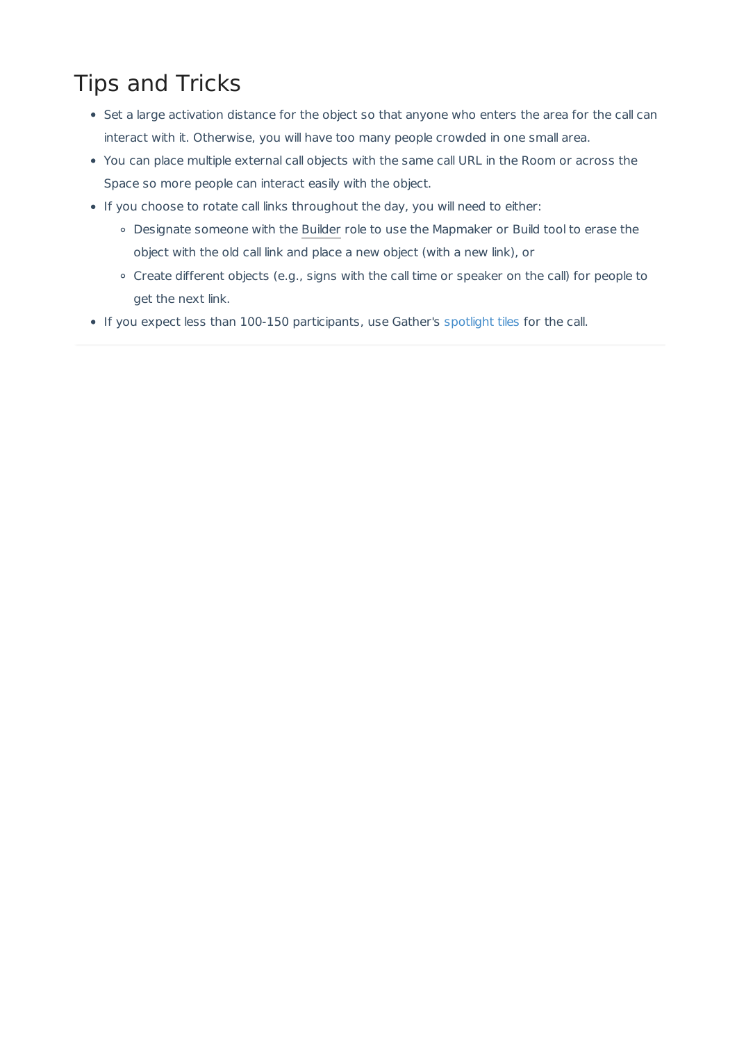# Tips and Tricks

- Set a large activation distance for the object so that anyone who enters the area for the call can interact with it. Otherwise, you will have too many people crowded in one small area.
- You can place multiple external call objects with the same call URL in the Room or across the Space so more people can interact easily with the object.
- If you choose to rotate call links throughout the day, you will need to either:
  - Designate someone with the Builder role to use the Mapmaker or Build tool to erase the object with the old call link and place a new object (with a new link), or
  - Create different objects (e.g., signs with the call time or speaker on the call) for people to get the next link.
- If you expect less than 100-150 participants, use Gather's spotlight tiles for the call.